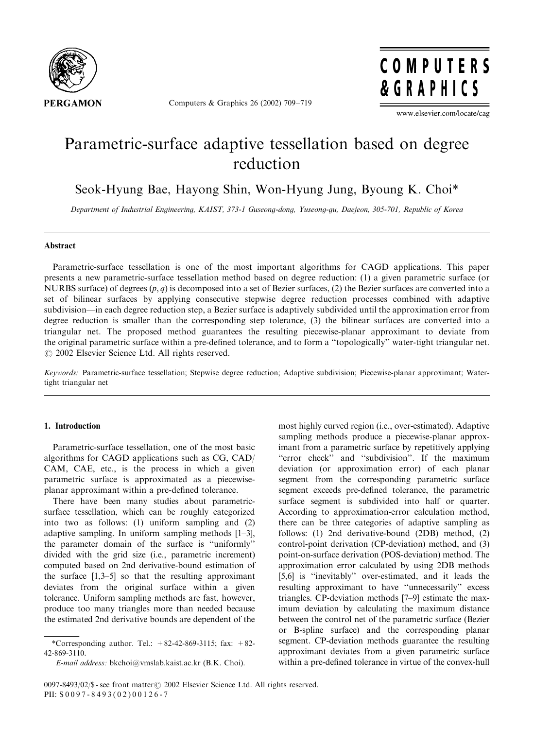# Parametric-surface adaptive tessellation based on degree reduction

Seok-Hyung Bae, Hayong Shin, Won-Hyung Jung, Byoung K. Choi*

*Department of Industrial Engineering, KAIST, 373-1 Guseong-dong, Yuseong-gu, Daejeon, 305-701, Republic of Korea*

## Abstract

Parametric-surface tessellation is one of the most important algorithms for CAGD applications. This paper presents a new parametric-surface tessellation method based on degree reduction: (1) a given parametric surface (or NURBS surface) of degrees $(p, q)$ is decomposed into a set of Bezier surfaces, (2) the Bezier surfaces are converted into a set of bilinear surfaces by applying consecutive stepwise degree reduction processes combined with adaptive subdivision—in each degree reduction step, a Bezier surface is adaptively subdivided until the approximation error from degree reduction is smaller than the corresponding step tolerance, (3) the bilinear surfaces are converted into a triangular net. The proposed method guarantees the resulting piecewise-planar approximant to deviate from the original parametric surface within a pre-defined tolerance, and to form a ''topologically'' water-tight triangular net. © 2002 Elsevier Science Ltd. All rights reserved.

*Keywords:* Parametric-surface tessellation; Stepwise degree reduction; Adaptive subdivision; Piecewise-planar approximant; Water-tight triangular net

## 1. Introduction

Parametric-surface tessellation, one of the most basic algorithms for CAGD applications such as CG, CAD/CAM, CAE, etc., is the process in which a given parametric surface is approximated as a piecewise-planar approximant within a pre-defined tolerance.

There have been many studies about parametric-surface tessellation, which can be roughly categorized into two as follows: (1) uniform sampling and (2) adaptive sampling. In uniform sampling methods [1–3], the parameter domain of the surface is ''uniformly'' divided with the grid size (i.e., parametric increment) computed based on 2nd derivative-bound estimation of the surface [1,3–5] so that the resulting approximant deviates from the original surface within a given tolerance. Uniform sampling methods are fast, however, produce too many triangles more than needed because the estimated 2nd derivative bounds are dependent of the most highly curved region (i.e., over-estimated). Adaptive sampling methods produce a piecewise-planar approximant from a parametric surface by repetitively applying ''error check'' and ''subdivision''. If the maximum deviation (or approximation error) of each planar segment from the corresponding parametric surface segment exceeds pre-defined tolerance, the parametric surface segment is subdivided into half or quarter. According to approximation-error calculation method, there can be three categories of adaptive sampling as follows: (1) 2nd derivative-bound (2DB) method, (2) control-point derivation (CP-deviation) method, and (3) point-on-surface derivation (POS-deviation) method. The approximation error calculated by using 2DB methods [5,6] is ''inevitably'' over-estimated, and it leads the resulting approximant to have ''unnecessarily'' excess triangles. CP-deviation methods [7–9] estimate the maximum deviation by calculating the maximum distance between the control net of the parametric surface (Bezier or B-spline surface) and the corresponding planar segment. CP-deviation methods guarantee the resulting approximant deviates from a given parametric surface within a pre-defined tolerance in virtue of the convex-hull

*Corresponding author. Tel.: +82-42-869-3115; fax: +82-42-869-3110.

*E-mail address:* bkchoi@vmslab.kaist.ac.kr (B.K. Choi).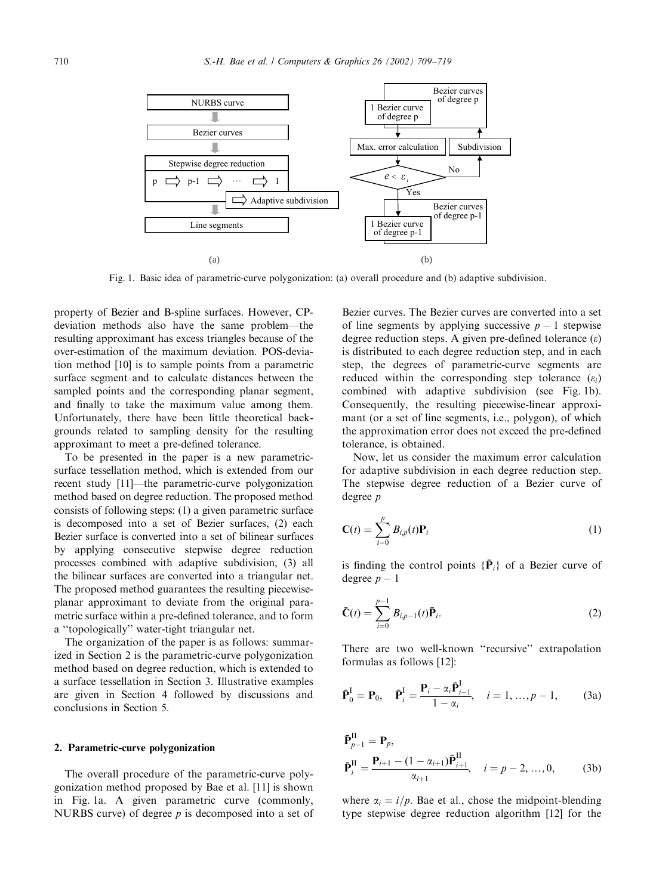Fig. 1. Basic idea of parametric-curve polygonization: (a) overall procedure and (b) adaptive subdivision.

property of Bezier and B-spline surfaces. However, CP-deviation methods also have the same problem—the resulting approximant has excess triangles because of the over-estimation of the maximum deviation. POS-deviation method [10] is to sample points from a parametric surface segment and to calculate distances between the sampled points and the corresponding planar segment, and finally to take the maximum value among them. Unfortunately, there have been little theoretical backgrounds related to sampling density for the resulting approximant to meet a pre-defined tolerance.

To be presented in the paper is a new parametric-surface tessellation method, which is extended from our recent study [11]—the parametric-curve polygonization method based on degree reduction. The proposed method consists of following steps: (1) a given parametric surface is decomposed into a set of Bezier surfaces, (2) each Bezier surface is converted into a set of bilinear surfaces by applying consecutive stepwise degree reduction processes combined with adaptive subdivision, (3) all the bilinear surfaces are converted into a triangular net. The proposed method guarantees the resulting piecewise-planar approximant to deviate from the original parametric surface within a pre-defined tolerance, and to form a "topologically" water-tight triangular net.

The organization of the paper is as follows: summarized in Section 2 is the parametric-curve polygonization method based on degree reduction, which is extended to a surface tessellation in Section 3. Illustrative examples are given in Section 4 followed by discussions and conclusions in Section 5.

## 2. Parametric-curve polygonization

The overall procedure of the parametric-curve polygonization method proposed by Bae et al. [11] is shown in Fig. 1a. A given parametric curve (commonly, NURBS curve) of degree $p$ is decomposed into a set of Bezier curves. The Bezier curves are converted into a set of line segments by applying successive $p-1$ stepwise degree reduction steps. A given pre-defined tolerance ($\varepsilon$) is distributed to each degree reduction step, and in each step, the degrees of parametric-curve segments are reduced within the corresponding step tolerance ($\varepsilon_i$) combined with adaptive subdivision (see Fig. 1b). Consequently, the resulting piecewise-linear approximant (or a set of line segments, i.e., polygon), of which the approximation error does not exceed the pre-defined tolerance, is obtained.

Now, let us consider the maximum error calculation for adaptive subdivision in each degree reduction step. The stepwise degree reduction of a Bezier curve of degree $p$

$$\mathbf{C}(t) = \sum_{i=0}^{p} B_{i,p}(t)\mathbf{P}_i \tag{1}$$

is finding the control points $\{\bar{\mathbf{P}}_i\}$ of a Bezier curve of degree $p-1$

$$\bar{\mathbf{C}}(t) = \sum_{i=0}^{p-1} B_{i,p-1}(t)\bar{\mathbf{P}}_i. \tag{2}$$

There are two well-known "recursive" extrapolation formulas as follows [12]:

$$\bar{\mathbf{P}}_0^{\mathrm{I}} = \mathbf{P}_0, \quad \bar{\mathbf{P}}_i^{\mathrm{I}} = \frac{\mathbf{P}_i - \alpha_i \bar{\mathbf{P}}_{i-1}^{\mathrm{I}}}{1-\alpha_i}, \quad i = 1, \ldots, p-1, \tag{3a}$$

$$\bar{\mathbf{P}}_{p-1}^{\mathrm{II}} = \mathbf{P}_p,$$
$$\bar{\mathbf{P}}_i^{\mathrm{II}} = \frac{\mathbf{P}_{i+1} - (1-\alpha_{i+1})\bar{\mathbf{P}}_{i+1}^{\mathrm{II}}}{\alpha_{i+1}}, \quad i = p-2, \ldots, 0, \tag{3b}$$

where $\alpha_i = i/p$. Bae et al., chose the midpoint-blending type stepwise degree reduction algorithm [12] for the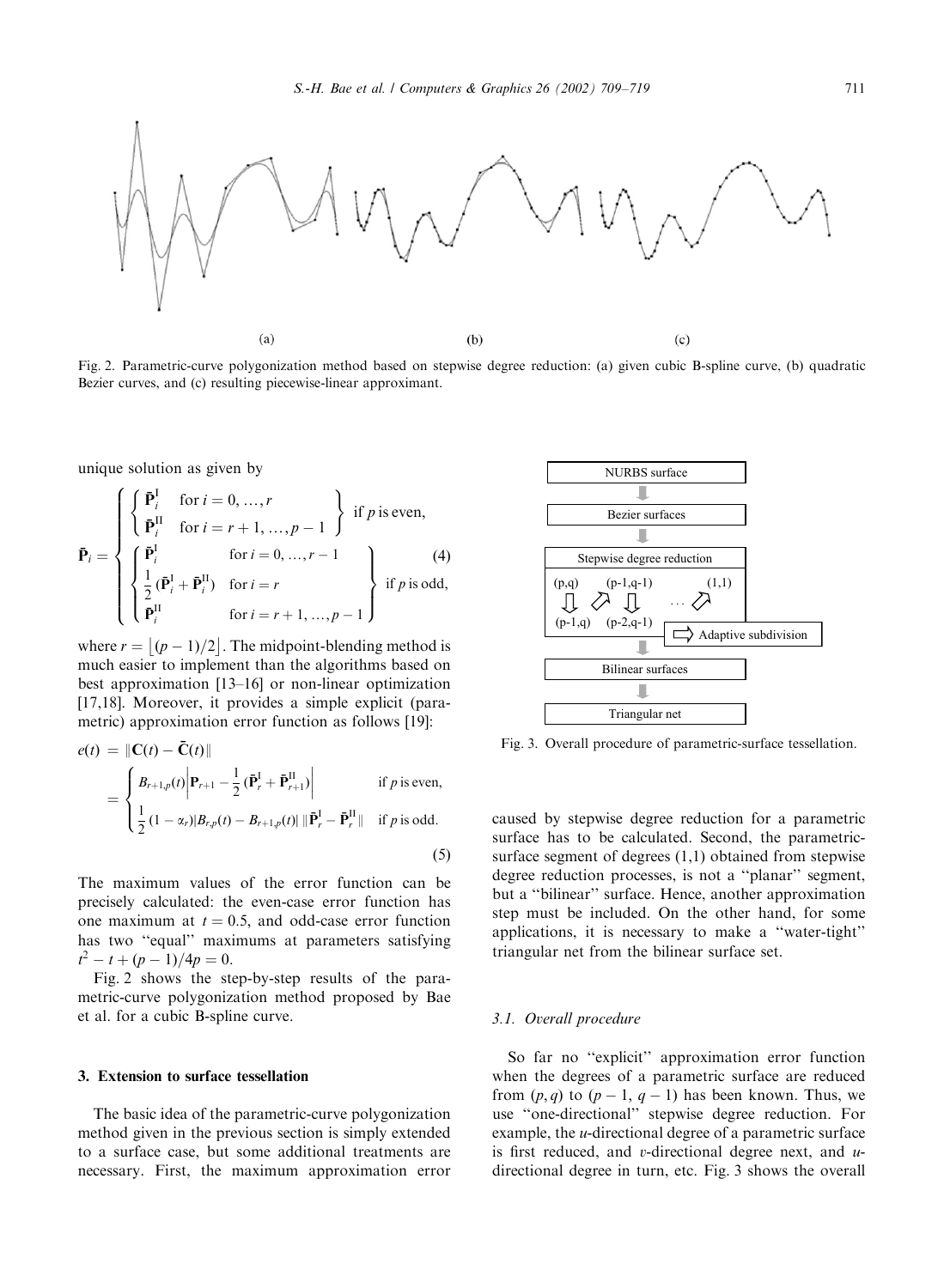Fig. 2. Parametric-curve polygonization method based on stepwise degree reduction: (a) given cubic B-spline curve, (b) quadratic Bezier curves, and (c) resulting piecewise-linear approximant.

unique solution as given by

$$\bar{\mathbf{P}}_i = \begin{cases} \left\{ \begin{array}{ll} \bar{\mathbf{P}}_i^{\mathrm{I}} & \text{for } i = 0, \ldots, r \\ \bar{\mathbf{P}}_i^{\mathrm{II}} & \text{for } i = r+1, \ldots, p-1 \end{array} \right\} & \text{if } p \text{ is even,} \\ \left\{ \begin{array}{ll} \bar{\mathbf{P}}_i^{\mathrm{I}} & \text{for } i = 0, \ldots, r-1 \\ \frac{1}{2}(\bar{\mathbf{P}}_i^{\mathrm{I}} + \bar{\mathbf{P}}_i^{\mathrm{II}}) & \text{for } i = r \\ \bar{\mathbf{P}}_i^{\mathrm{II}} & \text{for } i = r+1, \ldots, p-1 \end{array} \right\} & \text{if } p \text{ is odd,} \end{cases} \tag{4}$$

where $r = \lfloor (p-1)/2 \rfloor$. The midpoint-blending method is much easier to implement than the algorithms based on best approximation [13–16] or non-linear optimization [17,18]. Moreover, it provides a simple explicit (parametric) approximation error function as follows [19]:

$$\begin{aligned} e(t) &= \|\mathbf{C}(t) - \bar{\mathbf{C}}(t)\| \\ &= \begin{cases} B_{r+1,p}(t)\left|\mathbf{P}_{r+1} - \frac{1}{2}(\bar{\mathbf{P}}_r^{\mathrm{I}} + \bar{\mathbf{P}}_{r+1}^{\mathrm{II}})\right| & \text{if } p \text{ is even,} \\ \frac{1}{2}(1-\alpha_r)|B_{r,p}(t) - B_{r+1,p}(t)| \, \|\bar{\mathbf{P}}_r^{\mathrm{I}} - \bar{\mathbf{P}}_r^{\mathrm{II}}\| & \text{if } p \text{ is odd.} \end{cases} \end{aligned} \tag{5}$$

The maximum values of the error function can be precisely calculated: the even-case error function has one maximum at $t = 0.5$, and odd-case error function has two "equal" maximums at parameters satisfying $t^2 - t + (p-1)/4p = 0$.

Fig. 2 shows the step-by-step results of the parametric-curve polygonization method proposed by Bae et al. for a cubic B-spline curve.

## 3. Extension to surface tessellation

The basic idea of the parametric-curve polygonization method given in the previous section is simply extended to a surface case, but some additional treatments are necessary. First, the maximum approximation error caused by stepwise degree reduction for a parametric surface has to be calculated. Second, the parametric-surface segment of degrees (1,1) obtained from stepwise degree reduction processes, is not a "planar" segment, but a "bilinear" surface. Hence, another approximation step must be included. On the other hand, for some applications, it is necessary to make a "water-tight" triangular net from the bilinear surface set.

Fig. 3. Overall procedure of parametric-surface tessellation.

### 3.1. Overall procedure

So far no "explicit" approximation error function when the degrees of a parametric surface are reduced from $(p, q)$ to $(p-1, q-1)$ has been known. Thus, we use "one-directional" stepwise degree reduction. For example, the $u$-directional degree of a parametric surface is first reduced, and $v$-directional degree next, and $u$-directional degree in turn, etc. Fig. 3 shows the overall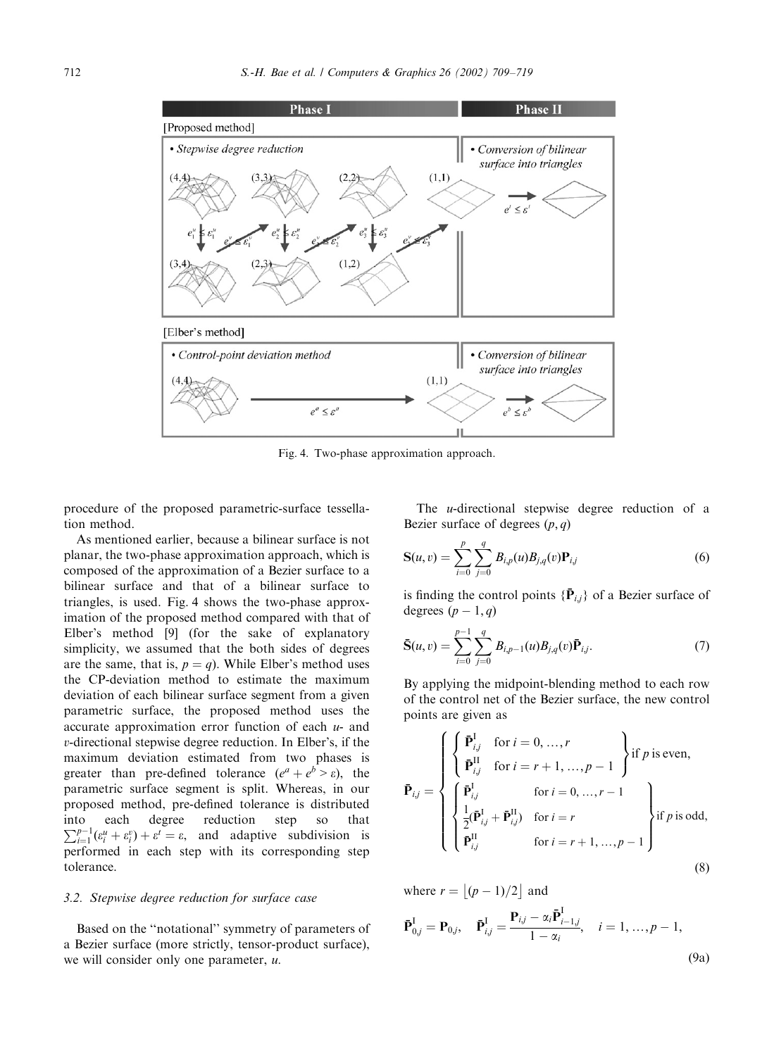Fig. 4. Two-phase approximation approach.

procedure of the proposed parametric-surface tessellation method.

As mentioned earlier, because a bilinear surface is not planar, the two-phase approximation approach, which is composed of the approximation of a Bezier surface to a bilinear surface and that of a bilinear surface to triangles, is used. Fig. 4 shows the two-phase approximation of the proposed method compared with that of Elber's method [9] (for the sake of explanatory simplicity, we assumed that the both sides of degrees are the same, that is, $p = q$). While Elber's method uses the CP-deviation method to estimate the maximum deviation of each bilinear surface segment from a given parametric surface, the proposed method uses the accurate approximation error function of each $u$- and $v$-directional stepwise degree reduction. In Elber's, if the maximum deviation estimated from two phases is greater than pre-defined tolerance ($e^a + e^b > \varepsilon$), the parametric surface segment is split. Whereas, in our proposed method, pre-defined tolerance is distributed into each degree reduction step so that $\sum_{i=1}^{p-1}(\varepsilon_i^u + \varepsilon_i^v) + \varepsilon^t = \varepsilon$, and adaptive subdivision is performed in each step with its corresponding step tolerance.

### 3.2. Stepwise degree reduction for surface case

Based on the "notational" symmetry of parameters of a Bezier surface (more strictly, tensor-product surface), we will consider only one parameter, $u$.

The $u$-directional stepwise degree reduction of a Bezier surface of degrees $(p, q)$

$$\mathbf{S}(u, v) = \sum_{i=0}^{p} \sum_{j=0}^{q} B_{i,p}(u) B_{j,q}(v) \mathbf{P}_{i,j} \tag{6}$$

is finding the control points $\{\bar{\mathbf{P}}_{i,j}\}$ of a Bezier surface of degrees $(p-1, q)$

$$\bar{\mathbf{S}}(u, v) = \sum_{i=0}^{p-1} \sum_{j=0}^{q} B_{i,p-1}(u) B_{j,q}(v) \bar{\mathbf{P}}_{i,j}. \tag{7}$$

By applying the midpoint-blending method to each row of the control net of the Bezier surface, the new control points are given as

$$\bar{\mathbf{P}}_{i,j} = \begin{cases} \left\{ \begin{array}{ll} \bar{\mathbf{P}}_{i,j}^{\mathrm{I}} & \text{for } i = 0, \ldots, r \\ \bar{\mathbf{P}}_{i,j}^{\mathrm{II}} & \text{for } i = r+1, \ldots, p-1 \end{array} \right\} & \text{if } p \text{ is even,} \\ \left\{ \begin{array}{ll} \bar{\mathbf{P}}_{i,j}^{\mathrm{I}} & \text{for } i = 0, \ldots, r-1 \\ \frac{1}{2}(\bar{\mathbf{P}}_{i,j}^{\mathrm{I}} + \bar{\mathbf{P}}_{i,j}^{\mathrm{II}}) & \text{for } i = r \\ \bar{\mathbf{P}}_{i,j}^{\mathrm{II}} & \text{for } i = r+1, \ldots, p-1 \end{array} \right\} & \text{if } p \text{ is odd,} \end{cases} \tag{8}$$

where $r = \lfloor (p-1)/2 \rfloor$ and

$$\bar{\mathbf{P}}_{0,j}^{\mathrm{I}} = \mathbf{P}_{0,j}, \quad \bar{\mathbf{P}}_{i,j}^{\mathrm{I}} = \frac{\mathbf{P}_{i,j} - \alpha_i \bar{\mathbf{P}}_{i-1,j}^{\mathrm{I}}}{1 - \alpha_i}, \quad i = 1, \ldots, p-1, \tag{9a}$$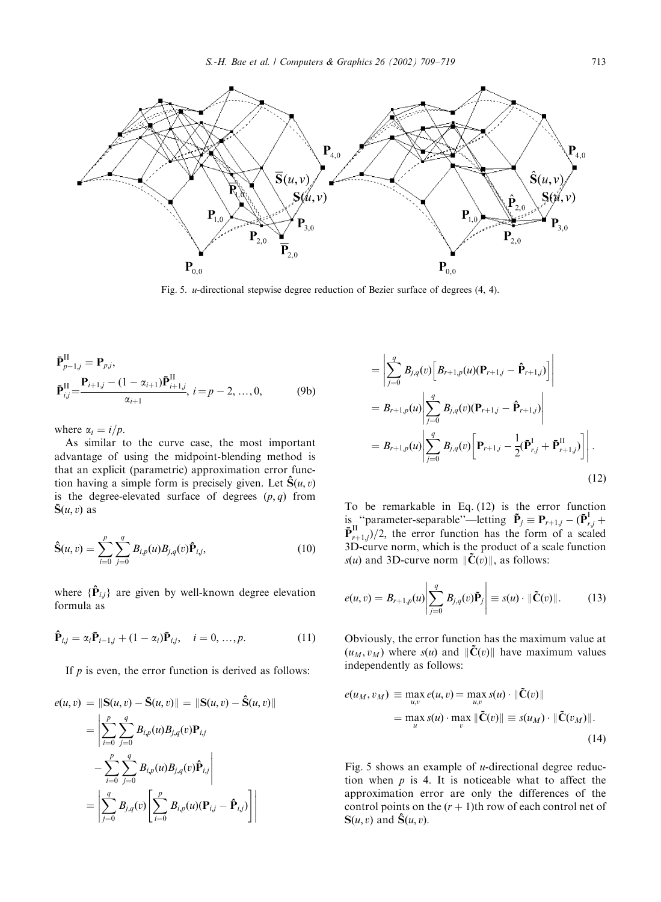Fig. 5. $u$-directional stepwise degree reduction of Bezier surface of degrees (4, 4).

$$\bar{\mathbf{P}}^{\mathrm{II}}_{p-1,j} = \mathbf{P}_{p,j},$$
$$\bar{\mathbf{P}}^{\mathrm{II}}_{i,j} = \frac{\mathbf{P}_{i+1,j} - (1-\alpha_{i+1})\bar{\mathbf{P}}^{\mathrm{II}}_{i+1,j}}{\alpha_{i+1}}, \; i = p-2, \ldots, 0, \tag{9b}$$

where $\alpha_i = i/p$.

As similar to the curve case, the most important advantage of using the midpoint-blending method is that an explicit (parametric) approximation error function having a simple form is precisely given. Let $\hat{\mathbf{S}}(u,v)$ is the degree-elevated surface of degrees $(p,q)$ from $\bar{\mathbf{S}}(u,v)$ as

$$\hat{\mathbf{S}}(u,v) = \sum_{i=0}^{p}\sum_{j=0}^{q} B_{i,p}(u)B_{j,q}(v)\hat{\mathbf{P}}_{i,j}, \tag{10}$$

where $\{\hat{\mathbf{P}}_{i,j}\}$ are given by well-known degree elevation formula as

$$\hat{\mathbf{P}}_{i,j} = \alpha_i\bar{\mathbf{P}}_{i-1,j} + (1-\alpha_i)\bar{\mathbf{P}}_{i,j}, \quad i = 0, \ldots, p. \tag{11}$$

If $p$ is even, the error function is derived as follows:

$$\begin{aligned}
e(u,v) &= \|\mathbf{S}(u,v) - \bar{\mathbf{S}}(u,v)\| = \|\mathbf{S}(u,v) - \hat{\mathbf{S}}(u,v)\| \\
&= \left|\sum_{i=0}^{p}\sum_{j=0}^{q} B_{i,p}(u)B_{j,q}(v)\mathbf{P}_{i,j} - \sum_{i=0}^{p}\sum_{j=0}^{q} B_{i,p}(u)B_{j,q}(v)\hat{\mathbf{P}}_{i,j}\right| \\
&= \left|\sum_{j=0}^{q} B_{j,q}(v)\left[\sum_{i=0}^{p} B_{i,p}(u)(\mathbf{P}_{i,j} - \hat{\mathbf{P}}_{i,j})\right]\right| \\
&= \left|\sum_{j=0}^{q} B_{j,q}(v)\left[B_{r+1,p}(u)(\mathbf{P}_{r+1,j} - \hat{\mathbf{P}}_{r+1,j})\right]\right| \\
&= B_{r+1,p}(u)\left|\sum_{j=0}^{q} B_{j,q}(v)(\mathbf{P}_{r+1,j} - \hat{\mathbf{P}}_{r+1,j})\right| \\
&= B_{r+1,p}(u)\left|\sum_{j=0}^{q} B_{j,q}(v)\left[\mathbf{P}_{r+1,j} - \frac{1}{2}(\bar{\mathbf{P}}^{\mathrm{I}}_{r,j} + \bar{\mathbf{P}}^{\mathrm{II}}_{r+1,j})\right]\right|.
\end{aligned} \tag{12}$$

To be remarkable in Eq. (12) is the error function is "parameter-separable"—letting $\tilde{\mathbf{P}}_j \equiv \mathbf{P}_{r+1,j} - (\bar{\mathbf{P}}^{\mathrm{I}}_{r,j} + \bar{\mathbf{P}}^{\mathrm{II}}_{r+1,j})/2$, the error function has the form of a scaled 3D-curve norm, which is the product of a scale function $s(u)$ and 3D-curve norm $\|\tilde{\mathbf{C}}(v)\|$, as follows:

$$e(u,v) = B_{r+1,p}(u)\left|\sum_{j=0}^{q} B_{j,q}(v)\tilde{\mathbf{P}}_j\right| \equiv s(u)\cdot\|\tilde{\mathbf{C}}(v)\|. \tag{13}$$

Obviously, the error function has the maximum value at $(u_M, v_M)$ where $s(u)$ and $\|\tilde{\mathbf{C}}(v)\|$ have maximum values independently as follows:

$$\begin{aligned}
e(u_M, v_M) &\equiv \max_{u,v} e(u,v) = \max_{u,v} s(u)\cdot\|\tilde{\mathbf{C}}(v)\| \\
&= \max_{u} s(u)\cdot\max_{v}\|\tilde{\mathbf{C}}(v)\| \equiv s(u_M)\cdot\|\tilde{\mathbf{C}}(v_M)\|.
\end{aligned} \tag{14}$$

Fig. 5 shows an example of $u$-directional degree reduction when $p$ is 4. It is noticeable what to affect the approximation error are only the differences of the control points on the $(r+1)$th row of each control net of $\mathbf{S}(u,v)$ and $\hat{\mathbf{S}}(u,v)$.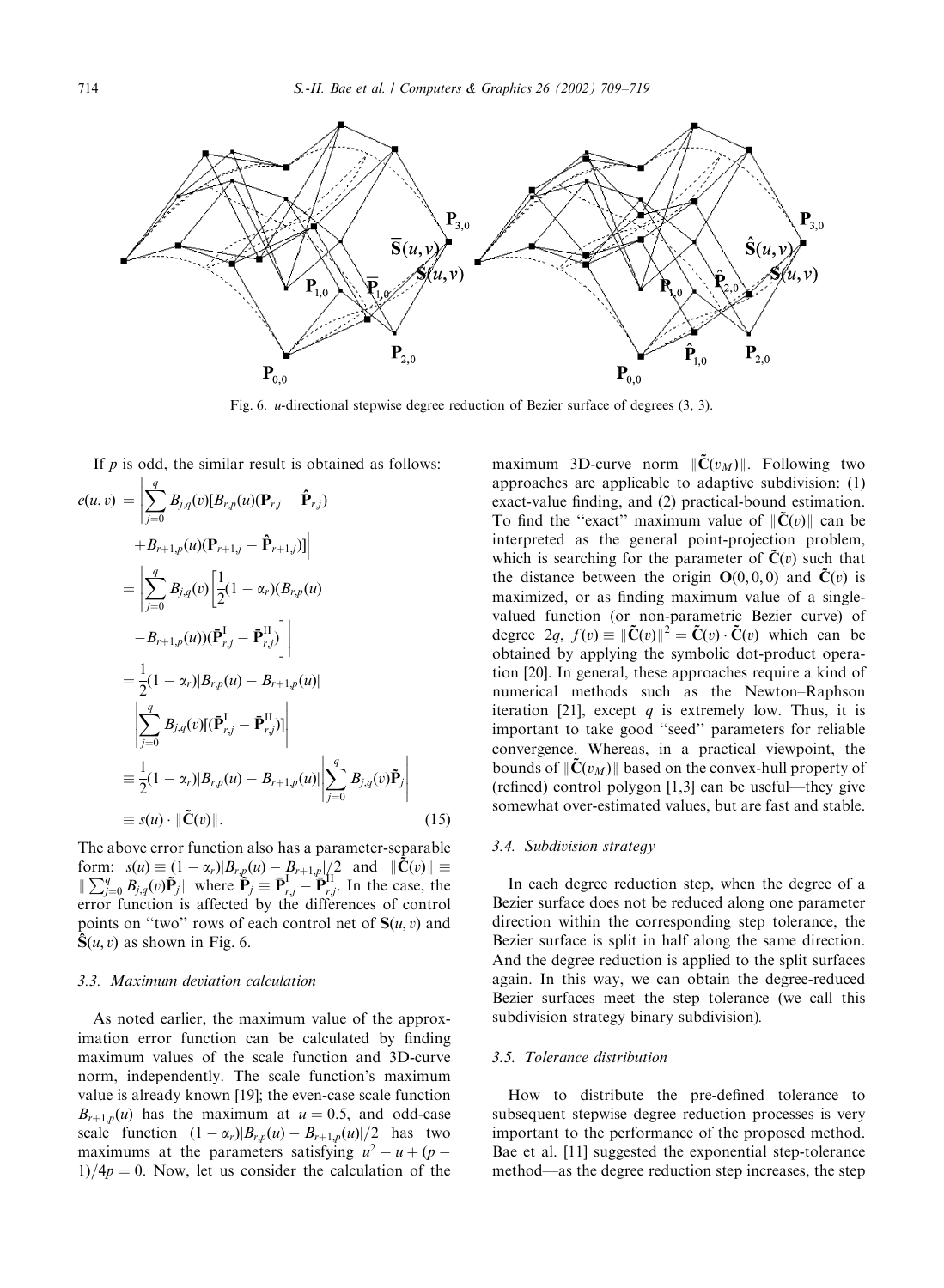Fig. 6. $u$-directional stepwise degree reduction of Bezier surface of degrees (3, 3).

If $p$ is odd, the similar result is obtained as follows:

$$
\begin{aligned}
e(u,v) &= \left| \sum_{j=0}^{q} B_{j,q}(v)[B_{r,p}(u)(\mathbf{P}_{r,j} - \hat{\mathbf{P}}_{r,j}) \right. \\
&\quad \left. + B_{r+1,p}(u)(\mathbf{P}_{r+1,j} - \hat{\mathbf{P}}_{r+1,j})] \right| \\
&= \left| \sum_{j=0}^{q} B_{j,q}(v) \left[ \frac{1}{2}(1-\alpha_r)(B_{r,p}(u) \right. \right. \\
&\quad \left. \left. - B_{r+1,p}(u))(\bar{\mathbf{P}}_{r,j}^{\mathrm{I}} - \bar{\mathbf{P}}_{r,j}^{\mathrm{II}}) \right] \right| \\
&= \frac{1}{2}(1-\alpha_r)|B_{r,p}(u) - B_{r+1,p}(u)| \\
&\quad \left| \sum_{j=0}^{q} B_{j,q}(v)[(\bar{\mathbf{P}}_{r,j}^{\mathrm{I}} - \bar{\mathbf{P}}_{r,j}^{\mathrm{II}})] \right| \\
&\equiv \frac{1}{2}(1-\alpha_r)|B_{r,p}(u) - B_{r+1,p}(u)| \left| \sum_{j=0}^{q} B_{j,q}(v)\tilde{\mathbf{P}}_j \right| \\
&\equiv s(u) \cdot \|\tilde{\mathbf{C}}(v)\|. \qquad (15)
\end{aligned}
$$

The above error function also has a parameter-separable form: $s(u) \equiv (1-\alpha_r)|B_{r,p}(u) - B_{r+1,p}|/2$ and $\|\tilde{\mathbf{C}}(v)\| \equiv \| \sum_{j=0}^{q} B_{j,q}(v)\tilde{\mathbf{P}}_j \|$ where $\tilde{\mathbf{P}}_j \equiv \bar{\mathbf{P}}_{r,j}^{\mathrm{I}} - \bar{\mathbf{P}}_{r,j}^{\mathrm{II}}$. In the case, the error function is affected by the differences of control points on "two" rows of each control net of $\mathbf{S}(u,v)$ and $\hat{\mathbf{S}}(u,v)$ as shown in Fig. 6.

### 3.3. Maximum deviation calculation

As noted earlier, the maximum value of the approximation error function can be calculated by finding maximum values of the scale function and 3D-curve norm, independently. The scale function's maximum value is already known [19]; the even-case scale function $B_{r+1,p}(u)$ has the maximum at $u = 0.5$, and odd-case scale function $(1-\alpha_r)|B_{r,p}(u) - B_{r+1,p}(u)|/2$ has two maximums at the parameters satisfying $u^2 - u + (p-1)/4p = 0$. Now, let us consider the calculation of the maximum 3D-curve norm $\|\tilde{\mathbf{C}}(v_M)\|$. Following two approaches are applicable to adaptive subdivision: (1) exact-value finding, and (2) practical-bound estimation. To find the "exact" maximum value of $\|\tilde{\mathbf{C}}(v)\|$ can be interpreted as the general point-projection problem, which is searching for the parameter of $\tilde{\mathbf{C}}(v)$ such that the distance between the origin $\mathbf{O}(0,0,0)$ and $\tilde{\mathbf{C}}(v)$ is maximized, or as finding maximum value of a single-valued function (or non-parametric Bezier curve) of degree $2q$, $f(v) \equiv \|\tilde{\mathbf{C}}(v)\|^2 = \tilde{\mathbf{C}}(v) \cdot \tilde{\mathbf{C}}(v)$ which can be obtained by applying the symbolic dot-product operation [20]. In general, these approaches require a kind of numerical methods such as the Newton–Raphson iteration [21], except $q$ is extremely low. Thus, it is important to take good "seed" parameters for reliable convergence. Whereas, in a practical viewpoint, the bounds of $\|\tilde{\mathbf{C}}(v_M)\|$ based on the convex-hull property of (refined) control polygon [1,3] can be useful—they give somewhat over-estimated values, but are fast and stable.

### 3.4. Subdivision strategy

In each degree reduction step, when the degree of a Bezier surface does not be reduced along one parameter direction within the corresponding step tolerance, the Bezier surface is split in half along the same direction. And the degree reduction is applied to the split surfaces again. In this way, we can obtain the degree-reduced Bezier surfaces meet the step tolerance (we call this subdivision strategy binary subdivision).

### 3.5. Tolerance distribution

How to distribute the pre-defined tolerance to subsequent stepwise degree reduction processes is very important to the performance of the proposed method. Bae et al. [11] suggested the exponential step-tolerance method—as the degree reduction step increases, the step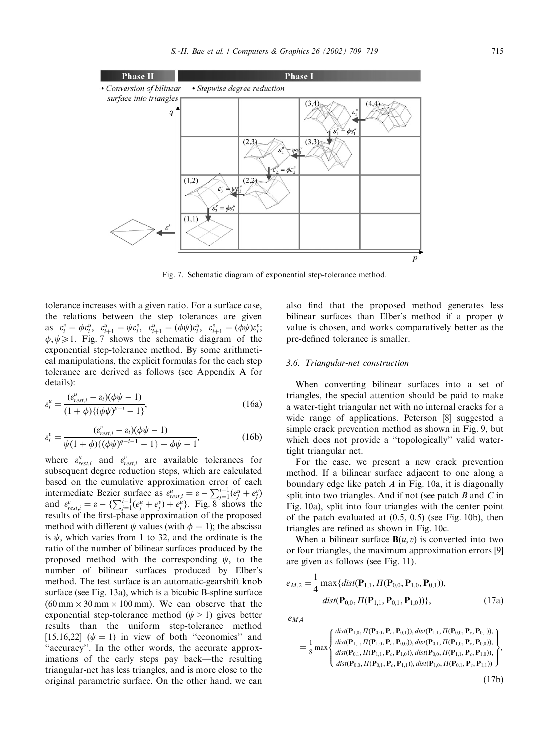Fig. 7. Schematic diagram of exponential step-tolerance method.

tolerance increases with a given ratio. For a surface case, the relations between the step tolerances are given as $\varepsilon_i^v = \phi\varepsilon_i^u$, $\varepsilon_{i+1}^u = \psi\varepsilon_i^v$, $\varepsilon_{i+1}^u = (\phi\psi)\varepsilon_i^u$, $\varepsilon_{i+1}^v = (\phi\psi)\varepsilon_i^v$; $\phi, \psi \geqslant 1$. Fig. 7 shows the schematic diagram of the exponential step-tolerance method. By some arithmetical manipulations, the explicit formulas for the each step tolerance are derived as follows (see Appendix A for details):

$$\varepsilon_i^u = \frac{(\varepsilon_{rest,i}^u - \varepsilon_t)(\phi\psi - 1)}{(1+\phi)\{(\phi\psi)^{p-i} - 1\}}, \tag{16a}$$

$$\varepsilon_i^v = \frac{(\varepsilon_{rest,i}^v - \varepsilon_t)(\phi\psi - 1)}{\psi(1+\phi)\{(\phi\psi)^{q-i-1} - 1\} + \phi\psi - 1}, \tag{16b}$$

where $\varepsilon_{rest,i}^u$ and $\varepsilon_{rest,i}^v$ are available tolerances for subsequent degree reduction steps, which are calculated based on the cumulative approximation error of each intermediate Bezier surface as $\varepsilon_{rest,i}^u = \varepsilon - \sum_{j=1}^{i-1}(e_j^u + e_j^v)$ and $\varepsilon_{rest,i}^v = \varepsilon - \{\sum_{j=1}^{i-1}(e_j^u + e_j^v) + e_i^u\}$. Fig. 8 shows the results of the first-phase approximation of the proposed method with different $\psi$ values (with $\phi = 1$); the abscissa is $\psi$, which varies from 1 to 32, and the ordinate is the ratio of the number of bilinear surfaces produced by the proposed method with the corresponding $\psi$, to the number of bilinear surfaces produced by Elber's method. The test surface is an automatic-gearshift knob surface (see Fig. 13a), which is a bicubic B-spline surface (60 mm × 30 mm × 100 mm). We can observe that the exponential step-tolerance method ($\psi > 1$) gives better results than the uniform step-tolerance method [15,16,22] ($\psi = 1$) in view of both "economics" and "accuracy". In the other words, the accurate approximations of the early steps pay back—the resulting triangular-net has less triangles, and is more close to the original parametric surface. On the other hand, we can also find that the proposed method generates less bilinear surfaces than Elber's method if a proper $\psi$ value is chosen, and works comparatively better as the pre-defined tolerance is smaller.

### 3.6. Triangular-net construction

When converting bilinear surfaces into a set of triangles, the special attention should be paid to make a water-tight triangular net with no internal cracks for a wide range of applications. Peterson [8] suggested a simple crack prevention method as shown in Fig. 9, but which does not provide a "topologically" valid water-tight triangular net.

For the case, we present a new crack prevention method. If a bilinear surface adjacent to one along a boundary edge like patch *A* in Fig. 10a, it is diagonally split into two triangles. And if not (see patch *B* and *C* in Fig. 10a), split into four triangles with the center point of the patch evaluated at (0.5, 0.5) (see Fig. 10b), then triangles are refined as shown in Fig. 10c.

When a bilinear surface $\mathbf{B}(u, v)$ is converted into two or four triangles, the maximum approximation errors [9] are given as follows (see Fig. 11).

$$e_{M,2} = \frac{1}{4}\max\{dist(\mathbf{P}_{1,1}, \Pi(\mathbf{P}_{0,0}, \mathbf{P}_{1,0}, \mathbf{P}_{0,1})), dist(\mathbf{P}_{0,0}, \Pi(\mathbf{P}_{1,1}, \mathbf{P}_{0,1}, \mathbf{P}_{1,0}))\}, \tag{17a}$$

$$e_{M,4} = \frac{1}{8}\max\left\{\begin{array}{l} dist(\mathbf{P}_{1,0}, \Pi(\mathbf{P}_{0,0}, \mathbf{P}_c, \mathbf{P}_{0,1})), dist(\mathbf{P}_{1,1}, \Pi(\mathbf{P}_{0,0}, \mathbf{P}_c, \mathbf{P}_{0,1})), \\ dist(\mathbf{P}_{1,1}, \Pi(\mathbf{P}_{1,0}, \mathbf{P}_c, \mathbf{P}_{0,0})), dist(\mathbf{P}_{0,1}, \Pi(\mathbf{P}_{1,0}, \mathbf{P}_c, \mathbf{P}_{0,0})), \\ dist(\mathbf{P}_{0,1}, \Pi(\mathbf{P}_{1,1}, \mathbf{P}_c, \mathbf{P}_{1,0})), dist(\mathbf{P}_{0,0}, \Pi(\mathbf{P}_{1,1}, \mathbf{P}_c, \mathbf{P}_{1,0})), \\ dist(\mathbf{P}_{0,0}, \Pi(\mathbf{P}_{0,1}, \mathbf{P}_c, \mathbf{P}_{1,1})), dist(\mathbf{P}_{1,0}, \Pi(\mathbf{P}_{0,1}, \mathbf{P}_c, \mathbf{P}_{1,1})) \end{array}\right\}, \tag{17b}$$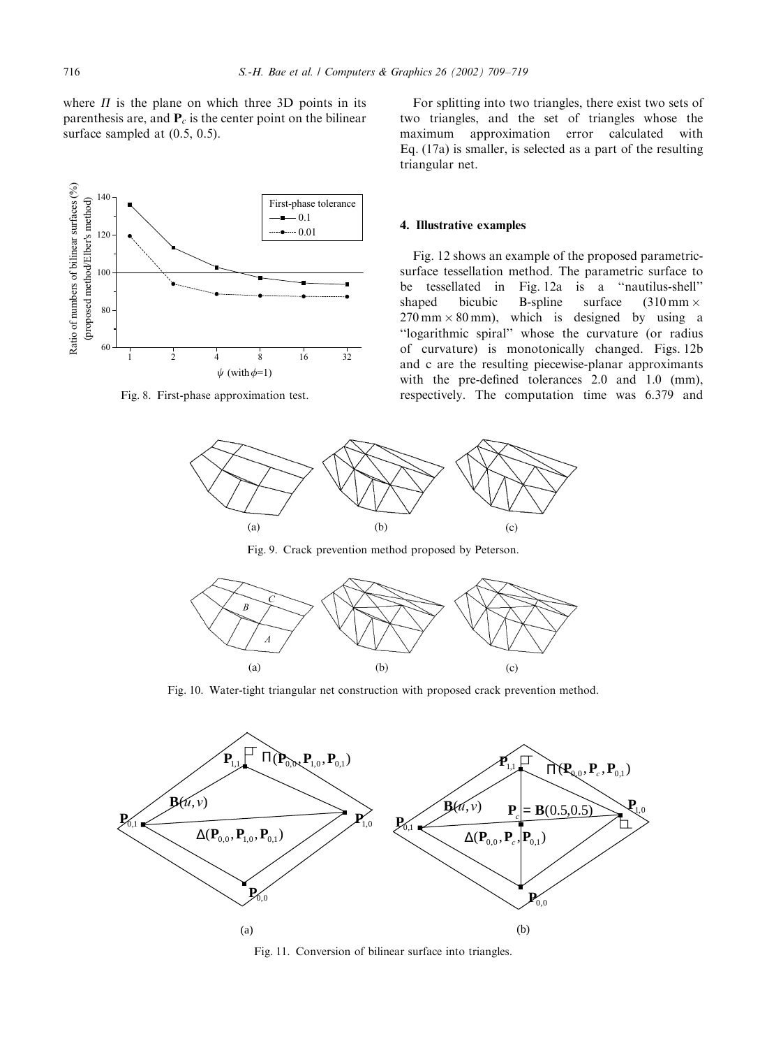where $\Pi$ is the plane on which three 3D points in its parenthesis are, and $\mathbf{P}_c$ is the center point on the bilinear surface sampled at (0.5, 0.5).

Fig. 8. First-phase approximation test.

For splitting into two triangles, there exist two sets of two triangles, and the set of triangles whose the maximum approximation error calculated with Eq. (17a) is smaller, is selected as a part of the resulting triangular net.

## 4. Illustrative examples

Fig. 12 shows an example of the proposed parametric-surface tessellation method. The parametric surface to be tessellated in Fig. 12a is a "nautilus-shell" shaped bicubic B-spline surface ($310\,\text{mm} \times 270\,\text{mm} \times 80\,\text{mm}$), which is designed by using a "logarithmic spiral" whose the curvature (or radius of curvature) is monotonically changed. Figs. 12b and c are the resulting piecewise-planar approximants with the pre-defined tolerances 2.0 and 1.0 (mm), respectively. The computation time was 6.379 and

Fig. 9. Crack prevention method proposed by Peterson.

Fig. 10. Water-tight triangular net construction with proposed crack prevention method.

Fig. 11. Conversion of bilinear surface into triangles.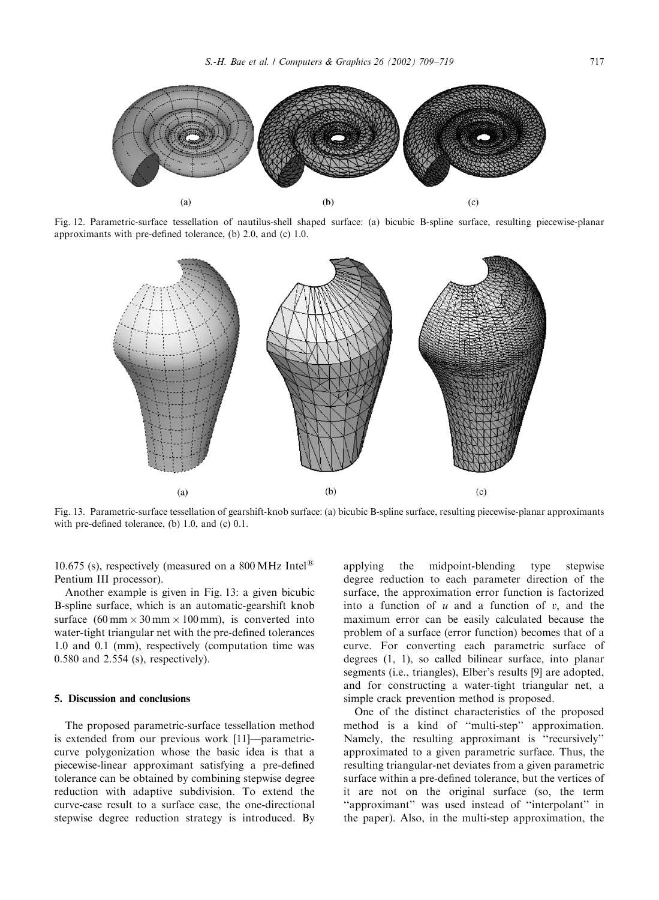Fig. 12. Parametric-surface tessellation of nautilus-shell shaped surface: (a) bicubic B-spline surface, resulting piecewise-planar approximants with pre-defined tolerance, (b) 2.0, and (c) 1.0.

Fig. 13. Parametric-surface tessellation of gearshift-knob surface: (a) bicubic B-spline surface, resulting piecewise-planar approximants with pre-defined tolerance, (b) 1.0, and (c) 0.1.

10.675 (s), respectively (measured on a 800 MHz Intel® Pentium III processor).

Another example is given in Fig. 13: a given bicubic B-spline surface, which is an automatic-gearshift knob surface ($60\,\text{mm} \times 30\,\text{mm} \times 100\,\text{mm}$), is converted into water-tight triangular net with the pre-defined tolerances 1.0 and 0.1 (mm), respectively (computation time was 0.580 and 2.554 (s), respectively).

## 5. Discussion and conclusions

The proposed parametric-surface tessellation method is extended from our previous work [11]—parametric-curve polygonization whose the basic idea is that a piecewise-linear approximant satisfying a pre-defined tolerance can be obtained by combining stepwise degree reduction with adaptive subdivision. To extend the curve-case result to a surface case, the one-directional stepwise degree reduction strategy is introduced. By applying the midpoint-blending type stepwise degree reduction to each parameter direction of the surface, the approximation error function is factorized into a function of $u$ and a function of $v$, and the maximum error can be easily calculated because the problem of a surface (error function) becomes that of a curve. For converting each parametric surface of degrees (1, 1), so called bilinear surface, into planar segments (i.e., triangles), Elber's results [9] are adopted, and for constructing a water-tight triangular net, a simple crack prevention method is proposed.

One of the distinct characteristics of the proposed method is a kind of "multi-step" approximation. Namely, the resulting approximant is "recursively" approximated to a given parametric surface. Thus, the resulting triangular-net deviates from a given parametric surface within a pre-defined tolerance, but the vertices of it are not on the original surface (so, the term "approximant" was used instead of "interpolant" in the paper). Also, in the multi-step approximation, the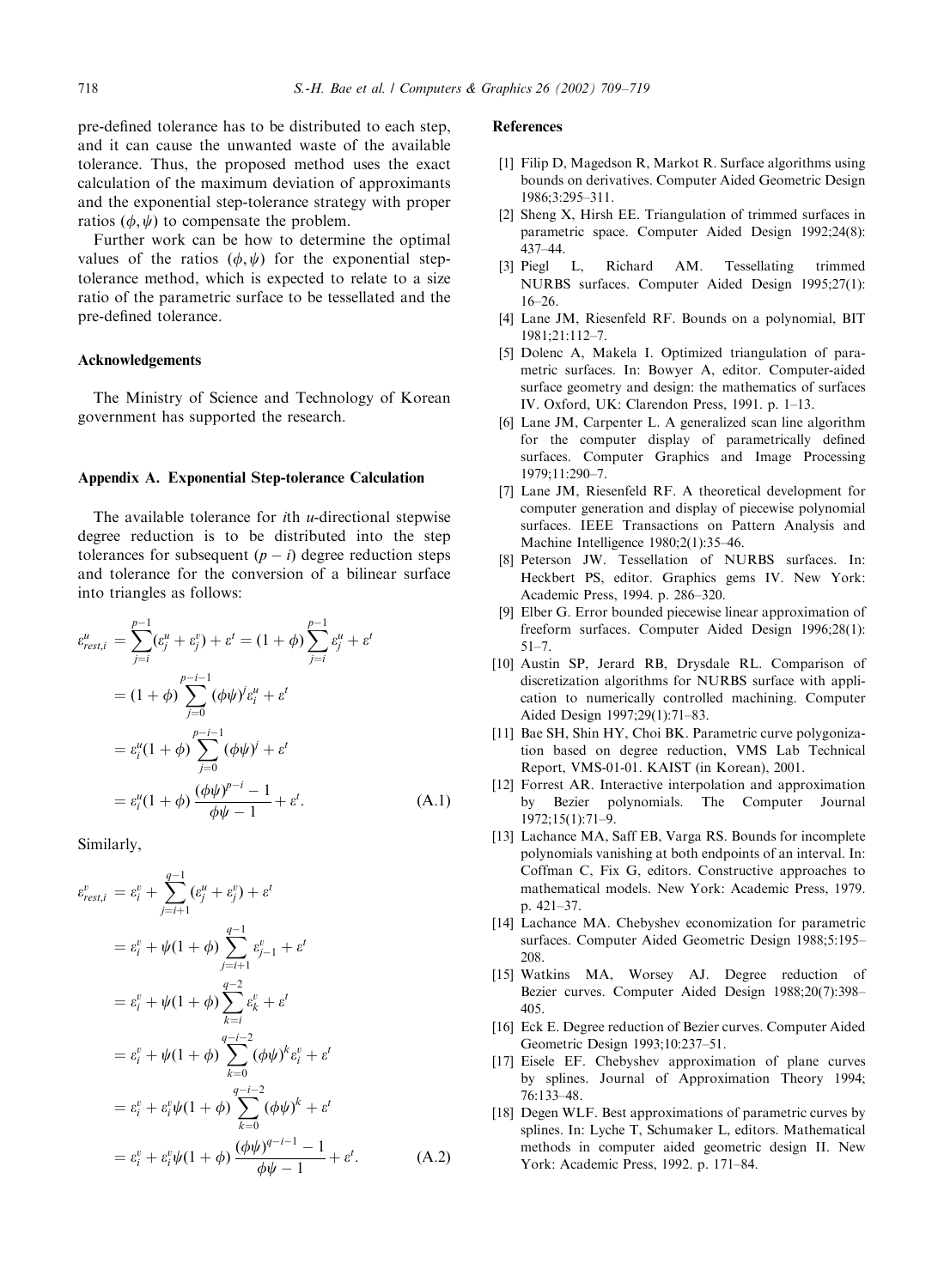pre-defined tolerance has to be distributed to each step, and it can cause the unwanted waste of the available tolerance. Thus, the proposed method uses the exact calculation of the maximum deviation of approximants and the exponential step-tolerance strategy with proper ratios $(\phi, \psi)$ to compensate the problem.

Further work can be how to determine the optimal values of the ratios $(\phi, \psi)$ for the exponential step-tolerance method, which is expected to relate to a size ratio of the parametric surface to be tessellated and the pre-defined tolerance.

## Acknowledgements

The Ministry of Science and Technology of Korean government has supported the research.

## Appendix A. Exponential Step-tolerance Calculation

The available tolerance for $i$th $u$-directional stepwise degree reduction is to be distributed into the step tolerances for subsequent $(p-i)$ degree reduction steps and tolerance for the conversion of a bilinear surface into triangles as follows:

$$
\begin{aligned}
\varepsilon^u_{rest,i} &= \sum_{j=i}^{p-1} (\varepsilon^u_j + \varepsilon^v_j) + \varepsilon^t = (1+\phi)\sum_{j=i}^{p-1} \varepsilon^u_j + \varepsilon^t \\
&= (1+\phi)\sum_{j=0}^{p-i-1} (\phi\psi)^j \varepsilon^u_i + \varepsilon^t \\
&= \varepsilon^u_i (1+\phi)\sum_{j=0}^{p-i-1} (\phi\psi)^j + \varepsilon^t \\
&= \varepsilon^u_i (1+\phi)\frac{(\phi\psi)^{p-i}-1}{\phi\psi - 1} + \varepsilon^t. \qquad \text{(A.1)}
\end{aligned}
$$

Similarly,

$$
\begin{aligned}
\varepsilon^v_{rest,i} &= \varepsilon^v_i + \sum_{j=i+1}^{q-1} (\varepsilon^u_j + \varepsilon^v_j) + \varepsilon^t \\
&= \varepsilon^v_i + \psi(1+\phi)\sum_{j=i+1}^{q-1} \varepsilon^v_{j-1} + \varepsilon^t \\
&= \varepsilon^v_i + \psi(1+\phi)\sum_{k=i}^{q-2} \varepsilon^v_k + \varepsilon^t \\
&= \varepsilon^v_i + \psi(1+\phi)\sum_{k=0}^{q-i-2} (\phi\psi)^k \varepsilon^v_i + \varepsilon^t \\
&= \varepsilon^v_i + \varepsilon^v_i \psi(1+\phi)\sum_{k=0}^{q-i-2} (\phi\psi)^k + \varepsilon^t \\
&= \varepsilon^v_i + \varepsilon^v_i \psi(1+\phi)\frac{(\phi\psi)^{q-i-1}-1}{\phi\psi - 1} + \varepsilon^t. \qquad \text{(A.2)}
\end{aligned}
$$

## References

[1] Filip D, Magedson R, Markot R. Surface algorithms using bounds on derivatives. Computer Aided Geometric Design 1986;3:295–311.

[2] Sheng X, Hirsh EE. Triangulation of trimmed surfaces in parametric space. Computer Aided Design 1992;24(8): 437–44.

[3] Piegl L, Richard AM. Tessellating trimmed NURBS surfaces. Computer Aided Design 1995;27(1): 16–26.

[4] Lane JM, Riesenfeld RF. Bounds on a polynomial, BIT 1981;21:112–7.

[5] Dolenc A, Makela I. Optimized triangulation of parametric surfaces. In: Bowyer A, editor. Computer-aided surface geometry and design: the mathematics of surfaces IV. Oxford, UK: Clarendon Press, 1991. p. 1–13.

[6] Lane JM, Carpenter L. A generalized scan line algorithm for the computer display of parametrically defined surfaces. Computer Graphics and Image Processing 1979;11:290–7.

[7] Lane JM, Riesenfeld RF. A theoretical development for computer generation and display of piecewise polynomial surfaces. IEEE Transactions on Pattern Analysis and Machine Intelligence 1980;2(1):35–46.

[8] Peterson JW. Tessellation of NURBS surfaces. In: Heckbert PS, editor. Graphics gems IV. New York: Academic Press, 1994. p. 286–320.

[9] Elber G. Error bounded piecewise linear approximation of freeform surfaces. Computer Aided Design 1996;28(1): 51–7.

[10] Austin SP, Jerard RB, Drysdale RL. Comparison of discretization algorithms for NURBS surface with application to numerically controlled machining. Computer Aided Design 1997;29(1):71–83.

[11] Bae SH, Shin HY, Choi BK. Parametric curve polygonization based on degree reduction, VMS Lab Technical Report, VMS-01-01. KAIST (in Korean), 2001.

[12] Forrest AR. Interactive interpolation and approximation by Bezier polynomials. The Computer Journal 1972;15(1):71–9.

[13] Lachance MA, Saff EB, Varga RS. Bounds for incomplete polynomials vanishing at both endpoints of an interval. In: Coffman C, Fix G, editors. Constructive approaches to mathematical models. New York: Academic Press, 1979. p. 421–37.

[14] Lachance MA. Chebyshev economization for parametric surfaces. Computer Aided Geometric Design 1988;5:195–208.

[15] Watkins MA, Worsey AJ. Degree reduction of Bezier curves. Computer Aided Design 1988;20(7):398–405.

[16] Eck E. Degree reduction of Bezier curves. Computer Aided Geometric Design 1993;10:237–51.

[17] Eisele EF. Chebyshev approximation of plane curves by splines. Journal of Approximation Theory 1994; 76:133–48.

[18] Degen WLF. Best approximations of parametric curves by splines. In: Lyche T, Schumaker L, editors. Mathematical methods in computer aided geometric design II. New York: Academic Press, 1992. p. 171–84.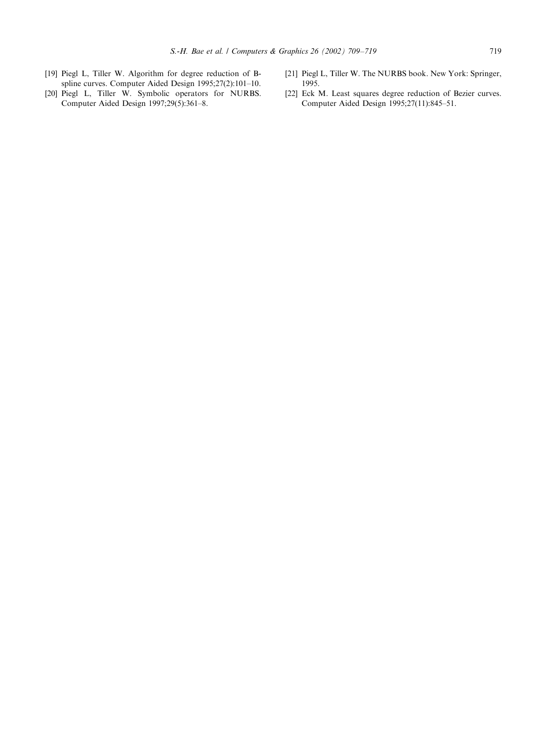[19] Piegl L, Tiller W. Algorithm for degree reduction of B-spline curves. Computer Aided Design 1995;27(2):101–10.

[20] Piegl L, Tiller W. Symbolic operators for NURBS. Computer Aided Design 1997;29(5):361–8.

[21] Piegl L, Tiller W. The NURBS book. New York: Springer, 1995.

[22] Eck M. Least squares degree reduction of Bezier curves. Computer Aided Design 1995;27(11):845–51.